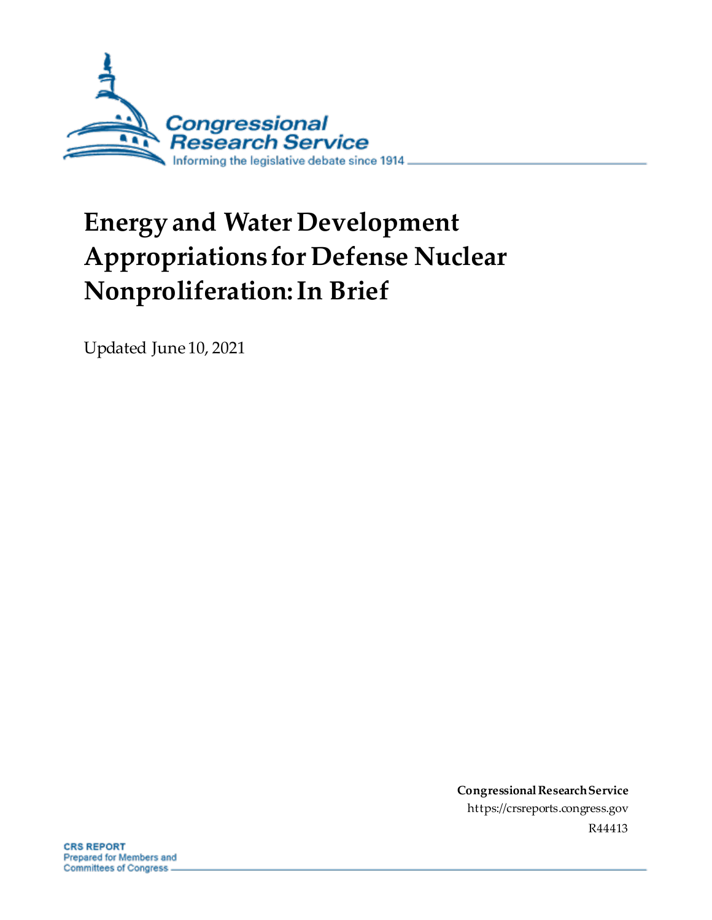Congressional Research Service

Informing the legislative debate since 1914

# Energy and Water Development Appropriations for Defense Nuclear Nonproliferation: In Brief

Updated June 10, 2021

**Congressional Research Service**

https://crsreports.congress.gov

R44413

**CRS REPORT**

Prepared for Members and Committees of Congress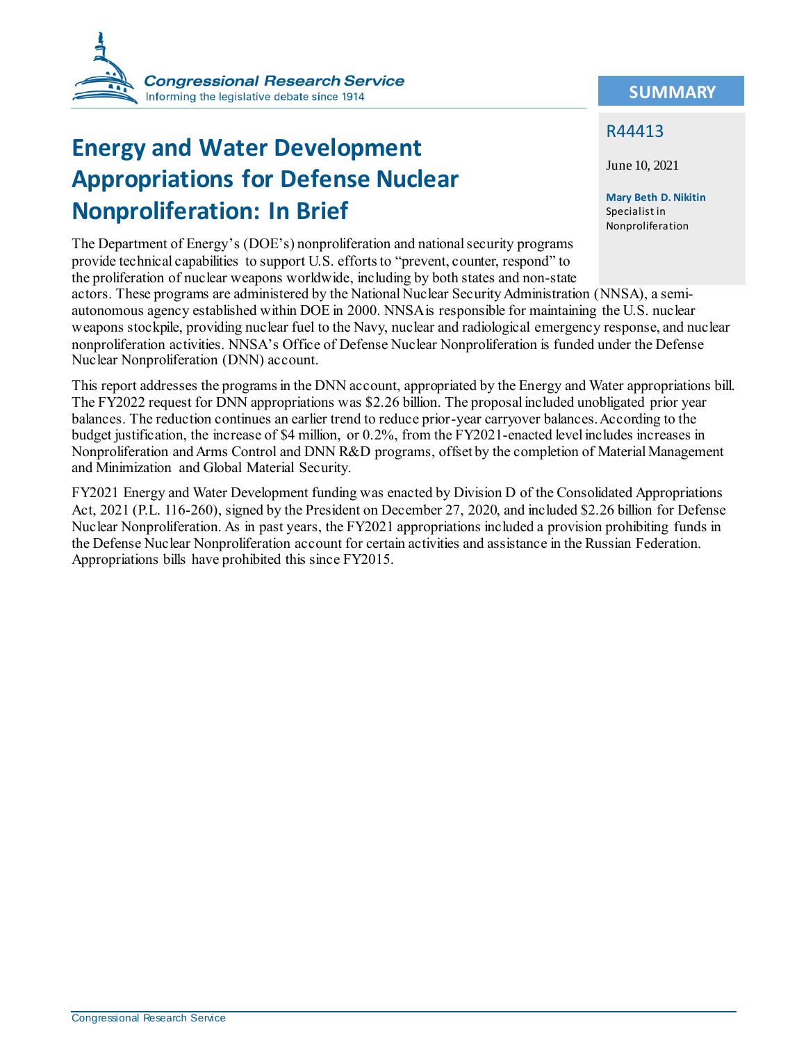# Energy and Water Development Appropriations for Defense Nuclear Nonproliferation: In Brief

## SUMMARY

R44413

June 10, 2021

**Mary Beth D. Nikitin**
Specialist in Nonproliferation

The Department of Energy's (DOE's) nonproliferation and national security programs provide technical capabilities to support U.S. efforts to "prevent, counter, respond" to the proliferation of nuclear weapons worldwide, including by both states and non-state actors. These programs are administered by the National Nuclear Security Administration (NNSA), a semi-autonomous agency established within DOE in 2000. NNSA is responsible for maintaining the U.S. nuclear weapons stockpile, providing nuclear fuel to the Navy, nuclear and radiological emergency response, and nuclear nonproliferation activities. NNSA's Office of Defense Nuclear Nonproliferation is funded under the Defense Nuclear Nonproliferation (DNN) account.

This report addresses the programs in the DNN account, appropriated by the Energy and Water appropriations bill. The FY2022 request for DNN appropriations was $2.26 billion. The proposal included unobligated prior year balances. The reduction continues an earlier trend to reduce prior-year carryover balances. According to the budget justification, the increase of $4 million, or 0.2%, from the FY2021-enacted level includes increases in Nonproliferation and Arms Control and DNN R&D programs, offset by the completion of Material Management and Minimization and Global Material Security.

FY2021 Energy and Water Development funding was enacted by Division D of the Consolidated Appropriations Act, 2021 (P.L. 116-260), signed by the President on December 27, 2020, and included $2.26 billion for Defense Nuclear Nonproliferation. As in past years, the FY2021 appropriations included a provision prohibiting funds in the Defense Nuclear Nonproliferation account for certain activities and assistance in the Russian Federation. Appropriations bills have prohibited this since FY2015.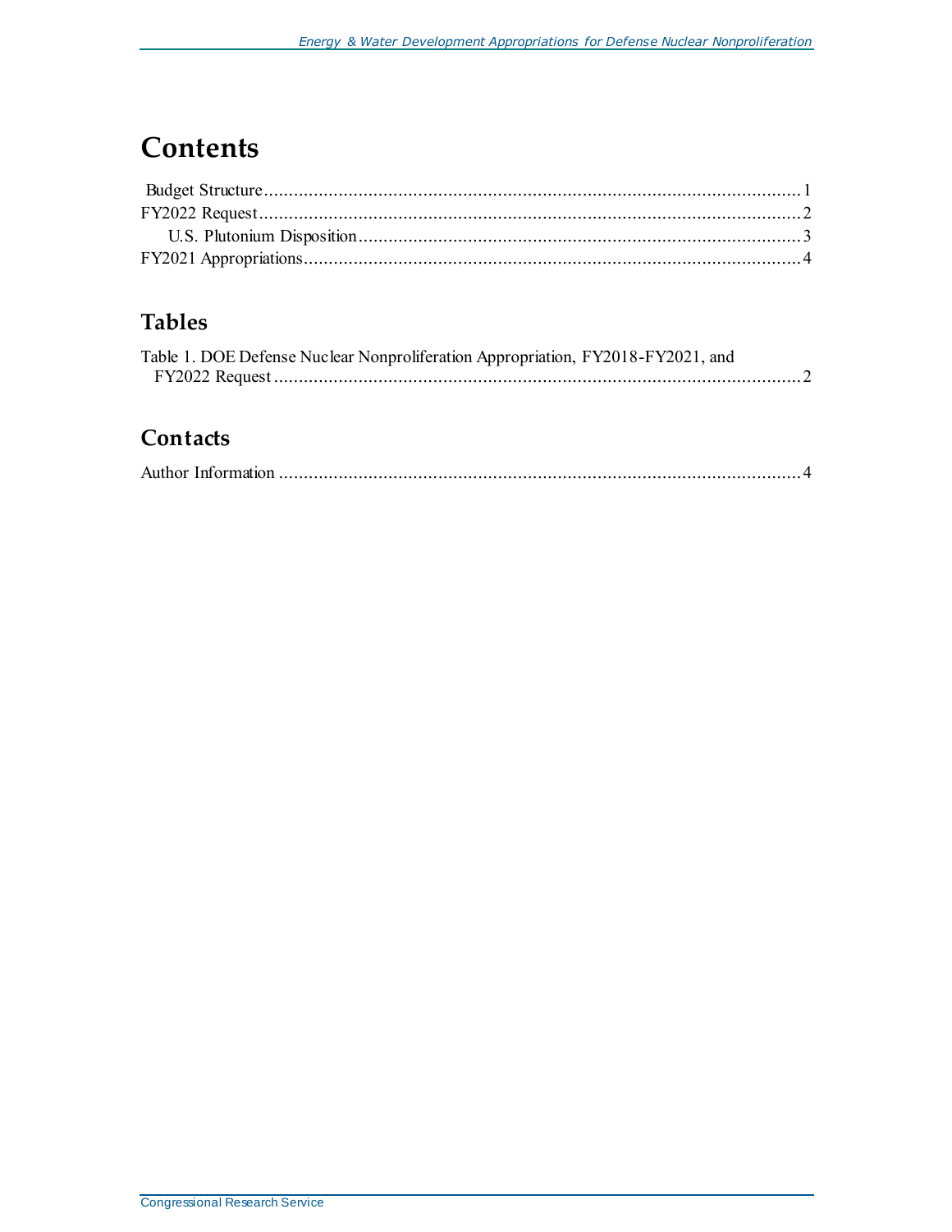# Contents

Budget Structure ........................................................................................................... 1
FY2022 Request ............................................................................................................ 2
    U.S. Plutonium Disposition ....................................................................................... 3
FY2021 Appropriations .................................................................................................. 4

## Tables

Table 1. DOE Defense Nuclear Nonproliferation Appropriation, FY2018-FY2021, and FY2022 Request ........................................................................................................... 2

## Contacts

Author Information ........................................................................................................ 4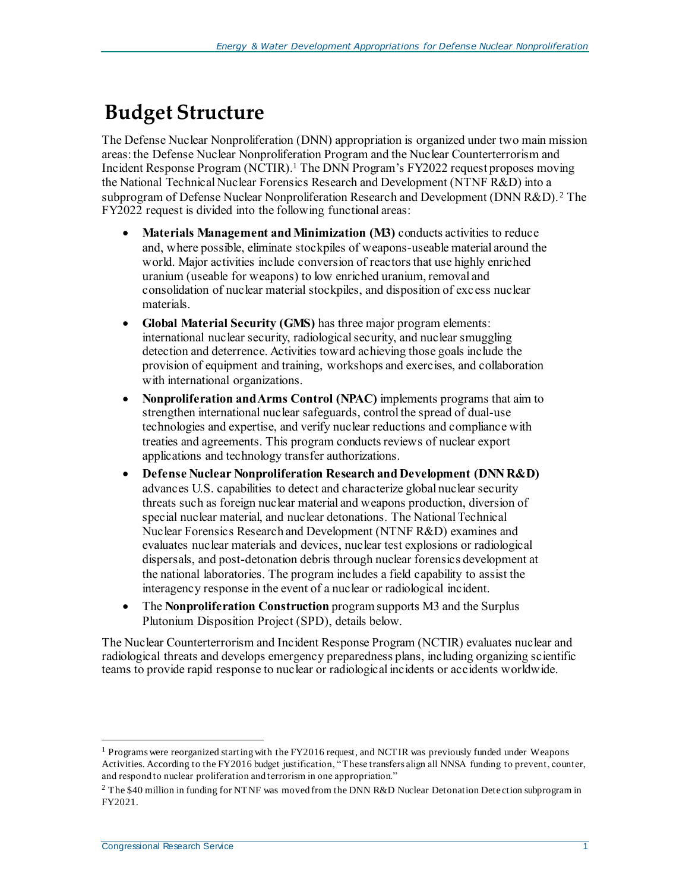# Budget Structure

The Defense Nuclear Nonproliferation (DNN) appropriation is organized under two main mission areas: the Defense Nuclear Nonproliferation Program and the Nuclear Counterterrorism and Incident Response Program (NCTIR).[1] The DNN Program's FY2022 request proposes moving the National Technical Nuclear Forensics Research and Development (NTNF R&D) into a subprogram of Defense Nuclear Nonproliferation Research and Development (DNN R&D).[2] The FY2022 request is divided into the following functional areas:

- **Materials Management and Minimization (M3)** conducts activities to reduce and, where possible, eliminate stockpiles of weapons-useable material around the world. Major activities include conversion of reactors that use highly enriched uranium (useable for weapons) to low enriched uranium, removal and consolidation of nuclear material stockpiles, and disposition of excess nuclear materials.
- **Global Material Security (GMS)** has three major program elements: international nuclear security, radiological security, and nuclear smuggling detection and deterrence. Activities toward achieving those goals include the provision of equipment and training, workshops and exercises, and collaboration with international organizations.
- **Nonproliferation and Arms Control (NPAC)** implements programs that aim to strengthen international nuclear safeguards, control the spread of dual-use technologies and expertise, and verify nuclear reductions and compliance with treaties and agreements. This program conducts reviews of nuclear export applications and technology transfer authorizations.
- **Defense Nuclear Nonproliferation Research and Development (DNN R&D)** advances U.S. capabilities to detect and characterize global nuclear security threats such as foreign nuclear material and weapons production, diversion of special nuclear material, and nuclear detonations. The National Technical Nuclear Forensics Research and Development (NTNF R&D) examines and evaluates nuclear materials and devices, nuclear test explosions or radiological dispersals, and post-detonation debris through nuclear forensics development at the national laboratories. The program includes a field capability to assist the interagency response in the event of a nuclear or radiological incident.
- The **Nonproliferation Construction** program supports M3 and the Surplus Plutonium Disposition Project (SPD), details below.

The Nuclear Counterterrorism and Incident Response Program (NCTIR) evaluates nuclear and radiological threats and develops emergency preparedness plans, including organizing scientific teams to provide rapid response to nuclear or radiological incidents or accidents worldwide.

---

[1] Programs were reorganized starting with the FY2016 request, and NCTIR was previously funded under Weapons Activities. According to the FY2016 budget justification, "These transfers align all NNSA funding to prevent, counter, and respond to nuclear proliferation and terrorism in one appropriation."

[2] The $40 million in funding for NTNF was moved from the DNN R&D Nuclear Detonation Detection subprogram in FY2021.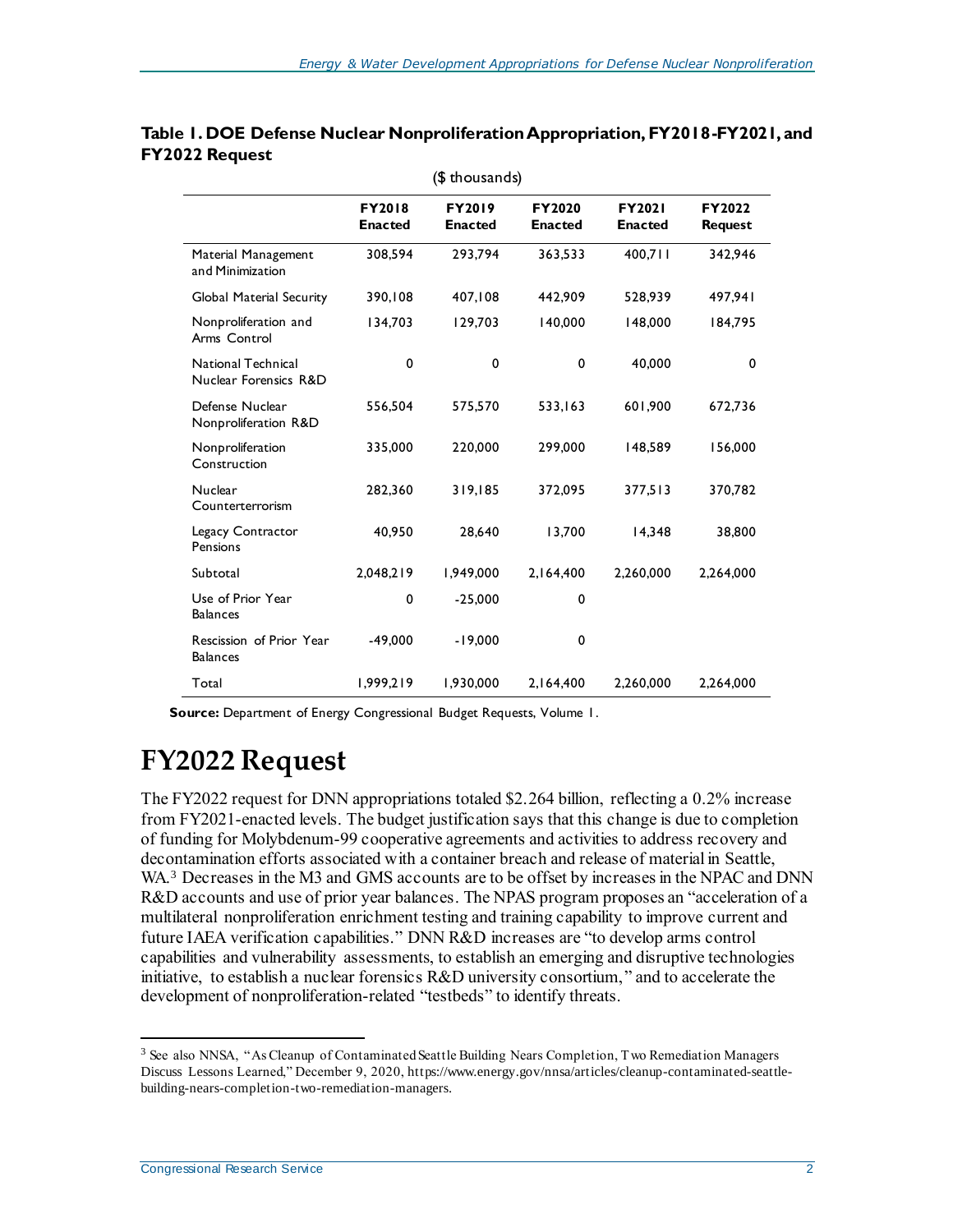**Table 1. DOE Defense Nuclear Nonproliferation Appropriation, FY2018-FY2021, and FY2022 Request**

($ thousands)

| | FY2018 Enacted | FY2019 Enacted | FY2020 Enacted | FY2021 Enacted | FY2022 Request |
|---|---|---|---|---|---|
| Material Management and Minimization | 308,594 | 293,794 | 363,533 | 400,711 | 342,946 |
| Global Material Security | 390,108 | 407,108 | 442,909 | 528,939 | 497,941 |
| Nonproliferation and Arms Control | 134,703 | 129,703 | 140,000 | 148,000 | 184,795 |
| National Technical Nuclear Forensics R&D | 0 | 0 | 0 | 40,000 | 0 |
| Defense Nuclear Nonproliferation R&D | 556,504 | 575,570 | 533,163 | 601,900 | 672,736 |
| Nonproliferation Construction | 335,000 | 220,000 | 299,000 | 148,589 | 156,000 |
| Nuclear Counterterrorism | 282,360 | 319,185 | 372,095 | 377,513 | 370,782 |
| Legacy Contractor Pensions | 40,950 | 28,640 | 13,700 | 14,348 | 38,800 |
| Subtotal | 2,048,219 | 1,949,000 | 2,164,400 | 2,260,000 | 2,264,000 |
| Use of Prior Year Balances | 0 | -25,000 | 0 | | |
| Rescission of Prior Year Balances | -49,000 | -19,000 | 0 | | |
| Total | 1,999,219 | 1,930,000 | 2,164,400 | 2,260,000 | 2,264,000 |

**Source:** Department of Energy Congressional Budget Requests, Volume 1.

# FY2022 Request

The FY2022 request for DNN appropriations totaled $2.264 billion, reflecting a 0.2% increase from FY2021-enacted levels. The budget justification says that this change is due to completion of funding for Molybdenum-99 cooperative agreements and activities to address recovery and decontamination efforts associated with a container breach and release of material in Seattle, WA.[3] Decreases in the M3 and GMS accounts are to be offset by increases in the NPAC and DNN R&D accounts and use of prior year balances. The NPAS program proposes an "acceleration of a multilateral nonproliferation enrichment testing and training capability to improve current and future IAEA verification capabilities." DNN R&D increases are "to develop arms control capabilities and vulnerability assessments, to establish an emerging and disruptive technologies initiative, to establish a nuclear forensics R&D university consortium," and to accelerate the development of nonproliferation-related "testbeds" to identify threats.

[3] See also NNSA, "As Cleanup of Contaminated Seattle Building Nears Completion, Two Remediation Managers Discuss Lessons Learned," December 9, 2020, https://www.energy.gov/nnsa/articles/cleanup-contaminated-seattle-building-nears-completion-two-remediation-managers.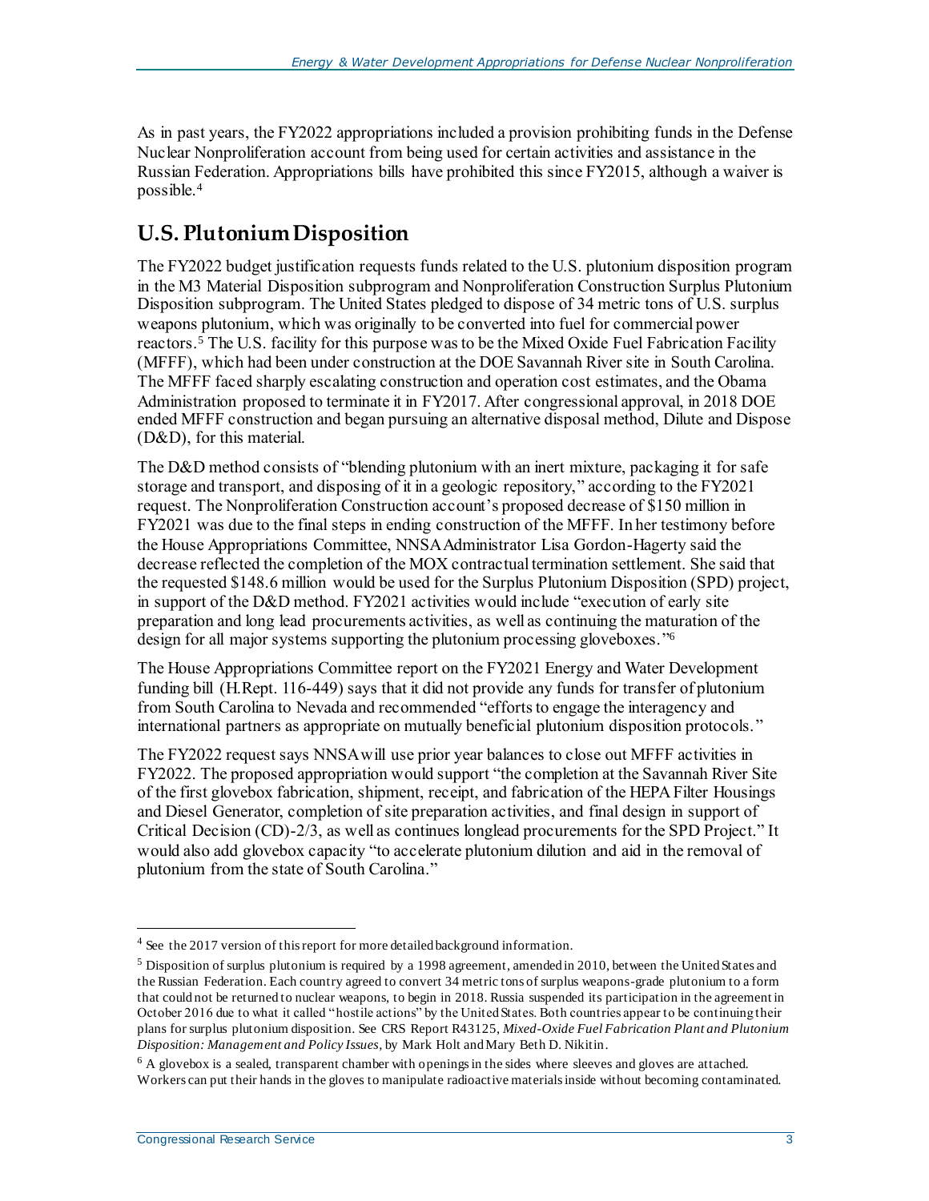As in past years, the FY2022 appropriations included a provision prohibiting funds in the Defense Nuclear Nonproliferation account from being used for certain activities and assistance in the Russian Federation. Appropriations bills have prohibited this since FY2015, although a waiver is possible.[4]

## U.S. Plutonium Disposition

The FY2022 budget justification requests funds related to the U.S. plutonium disposition program in the M3 Material Disposition subprogram and Nonproliferation Construction Surplus Plutonium Disposition subprogram. The United States pledged to dispose of 34 metric tons of U.S. surplus weapons plutonium, which was originally to be converted into fuel for commercial power reactors.[5] The U.S. facility for this purpose was to be the Mixed Oxide Fuel Fabrication Facility (MFFF), which had been under construction at the DOE Savannah River site in South Carolina. The MFFF faced sharply escalating construction and operation cost estimates, and the Obama Administration proposed to terminate it in FY2017. After congressional approval, in 2018 DOE ended MFFF construction and began pursuing an alternative disposal method, Dilute and Dispose (D&D), for this material.

The D&D method consists of "blending plutonium with an inert mixture, packaging it for safe storage and transport, and disposing of it in a geologic repository," according to the FY2021 request. The Nonproliferation Construction account's proposed decrease of $150 million in FY2021 was due to the final steps in ending construction of the MFFF. In her testimony before the House Appropriations Committee, NNSA Administrator Lisa Gordon-Hagerty said the decrease reflected the completion of the MOX contractual termination settlement. She said that the requested $148.6 million would be used for the Surplus Plutonium Disposition (SPD) project, in support of the D&D method. FY2021 activities would include "execution of early site preparation and long lead procurements activities, as well as continuing the maturation of the design for all major systems supporting the plutonium processing gloveboxes."[6]

The House Appropriations Committee report on the FY2021 Energy and Water Development funding bill (H.Rept. 116-449) says that it did not provide any funds for transfer of plutonium from South Carolina to Nevada and recommended "efforts to engage the interagency and international partners as appropriate on mutually beneficial plutonium disposition protocols."

The FY2022 request says NNSA will use prior year balances to close out MFFF activities in FY2022. The proposed appropriation would support "the completion at the Savannah River Site of the first glovebox fabrication, shipment, receipt, and fabrication of the HEPA Filter Housings and Diesel Generator, completion of site preparation activities, and final design in support of Critical Decision (CD)-2/3, as well as continues longlead procurements for the SPD Project." It would also add glovebox capacity "to accelerate plutonium dilution and aid in the removal of plutonium from the state of South Carolina."

---

[4] See the 2017 version of this report for more detailed background information.

[5] Disposition of surplus plutonium is required by a 1998 agreement, amended in 2010, between the United States and the Russian Federation. Each country agreed to convert 34 metric tons of surplus weapons-grade plutonium to a form that could not be returned to nuclear weapons, to begin in 2018. Russia suspended its participation in the agreement in October 2016 due to what it called "hostile actions" by the United States. Both countries appear to be continuing their plans for surplus plutonium disposition. See CRS Report R43125, *Mixed-Oxide Fuel Fabrication Plant and Plutonium Disposition: Management and Policy Issues*, by Mark Holt and Mary Beth D. Nikitin.

[6] A glovebox is a sealed, transparent chamber with openings in the sides where sleeves and gloves are attached. Workers can put their hands in the gloves to manipulate radioactive materials inside without becoming contaminated.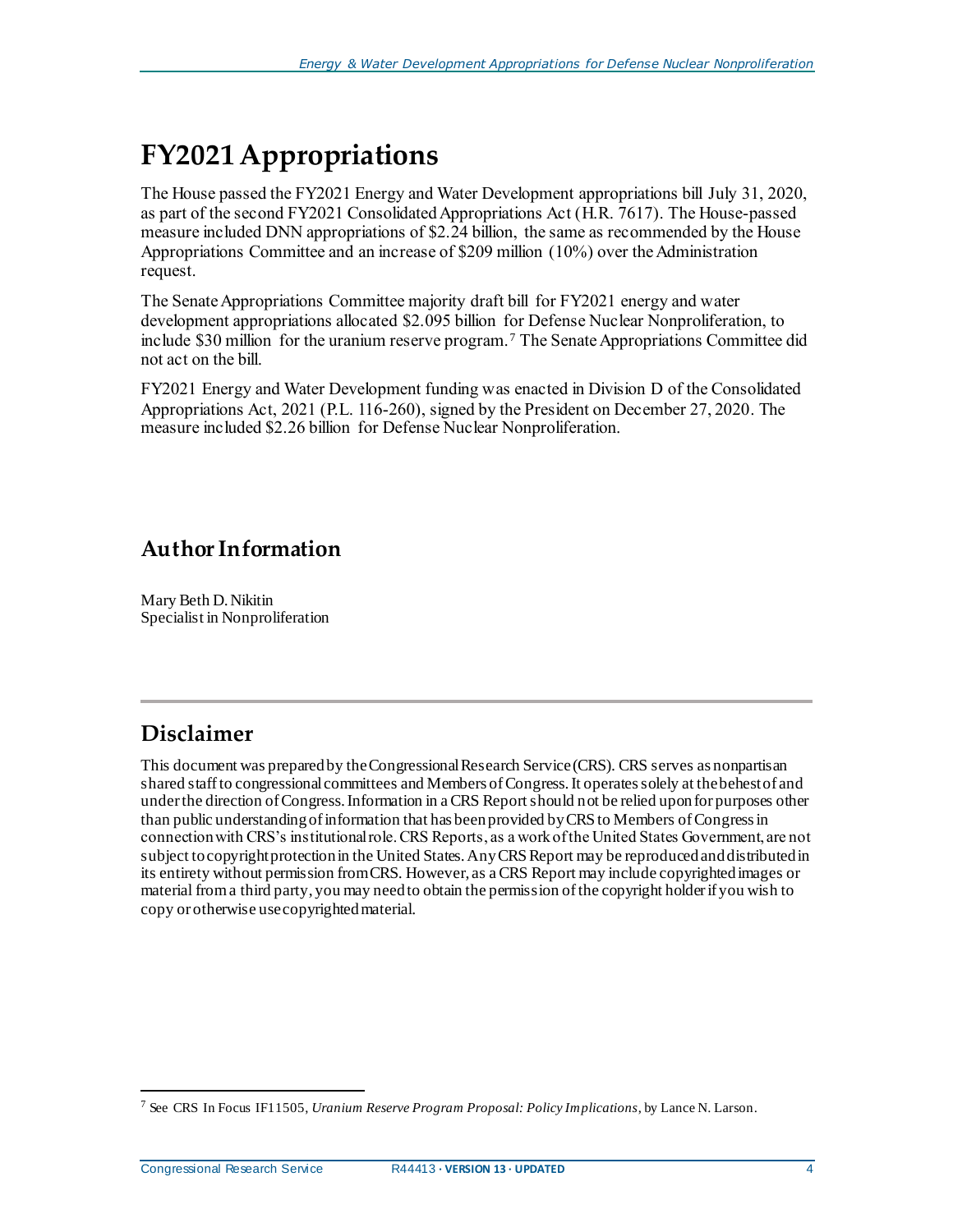# FY2021 Appropriations

The House passed the FY2021 Energy and Water Development appropriations bill July 31, 2020, as part of the second FY2021 Consolidated Appropriations Act (H.R. 7617). The House-passed measure included DNN appropriations of $2.24 billion, the same as recommended by the House Appropriations Committee and an increase of $209 million (10%) over the Administration request.

The Senate Appropriations Committee majority draft bill for FY2021 energy and water development appropriations allocated $2.095 billion for Defense Nuclear Nonproliferation, to include $30 million for the uranium reserve program.[7] The Senate Appropriations Committee did not act on the bill.

FY2021 Energy and Water Development funding was enacted in Division D of the Consolidated Appropriations Act, 2021 (P.L. 116-260), signed by the President on December 27, 2020. The measure included $2.26 billion for Defense Nuclear Nonproliferation.

## Author Information

Mary Beth D. Nikitin
Specialist in Nonproliferation

## Disclaimer

This document was prepared by the Congressional Research Service (CRS). CRS serves as nonpartisan shared staff to congressional committees and Members of Congress. It operates solely at the behest of and under the direction of Congress. Information in a CRS Report should not be relied upon for purposes other than public understanding of information that has been provided by CRS to Members of Congress in connection with CRS's institutional role. CRS Reports, as a work of the United States Government, are not subject to copyright protection in the United States. Any CRS Report may be reproduced and distributed in its entirety without permission from CRS. However, as a CRS Report may include copyrighted images or material from a third party, you may need to obtain the permission of the copyright holder if you wish to copy or otherwise use copyrighted material.

---

[7] See CRS In Focus IF11505, *Uranium Reserve Program Proposal: Policy Implications*, by Lance N. Larson.